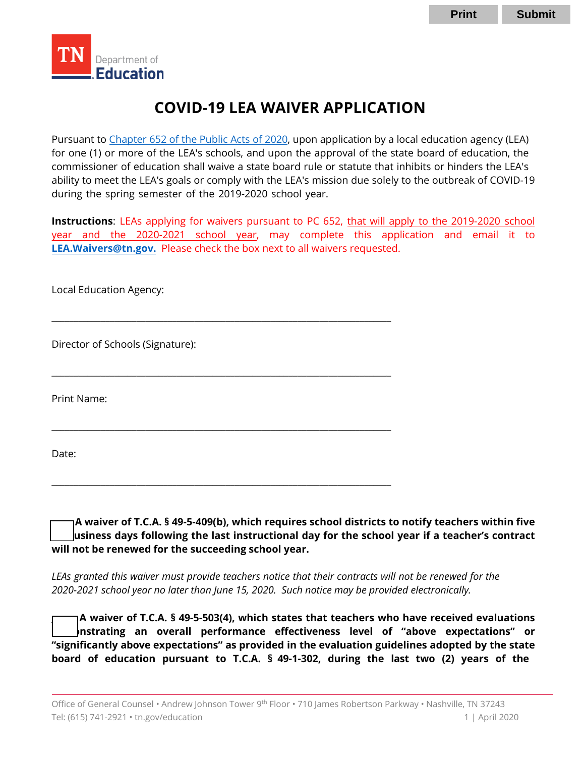# COVID-19 LEA WAIVER APPLICATION

Pursuant to Chapter 652 of the Public Acts of 2020, upon application by a local education agency (LEA) for one (1) or more of the LEA's schools, and upon the approval of the state board of education, the commissioner of education shall waive a state board rule or statute that inhibits or hinders the LEA's ability to meet the LEA's goals or comply with the LEA's mission due solely to the outbreak of COVID-19 during the spring semester of the 2019-2020 school year.

**Instructions**: LEAs applying for waivers pursuant to PC 652, that will apply to the 2019-2020 school year and the 2020-2021 school year, may complete this application and email it to **LEA.Waivers@tn.gov.** Please check the box next to all waivers requested.

Local Education Agency:

______________________________________________________________________

Director of Schools (Signature):

______________________________________________________________________

Print Name:

______________________________________________________________________

Date:

______________________________________________________________________

☐ **A waiver of T.C.A. § 49-5-409(b), which requires school districts to notify teachers within five business days following the last instructional day for the school year if a teacher's contract will not be renewed for the succeeding school year.**

*LEAs granted this waiver must provide teachers notice that their contracts will not be renewed for the 2020-2021 school year no later than June 15, 2020. Such notice may be provided electronically.*

☐ **A waiver of T.C.A. § 49-5-503(4), which states that teachers who have received evaluations demonstrating an overall performance effectiveness level of "above expectations" or "significantly above expectations" as provided in the evaluation guidelines adopted by the state board of education pursuant to T.C.A. § 49-1-302, during the last two (2) years of the**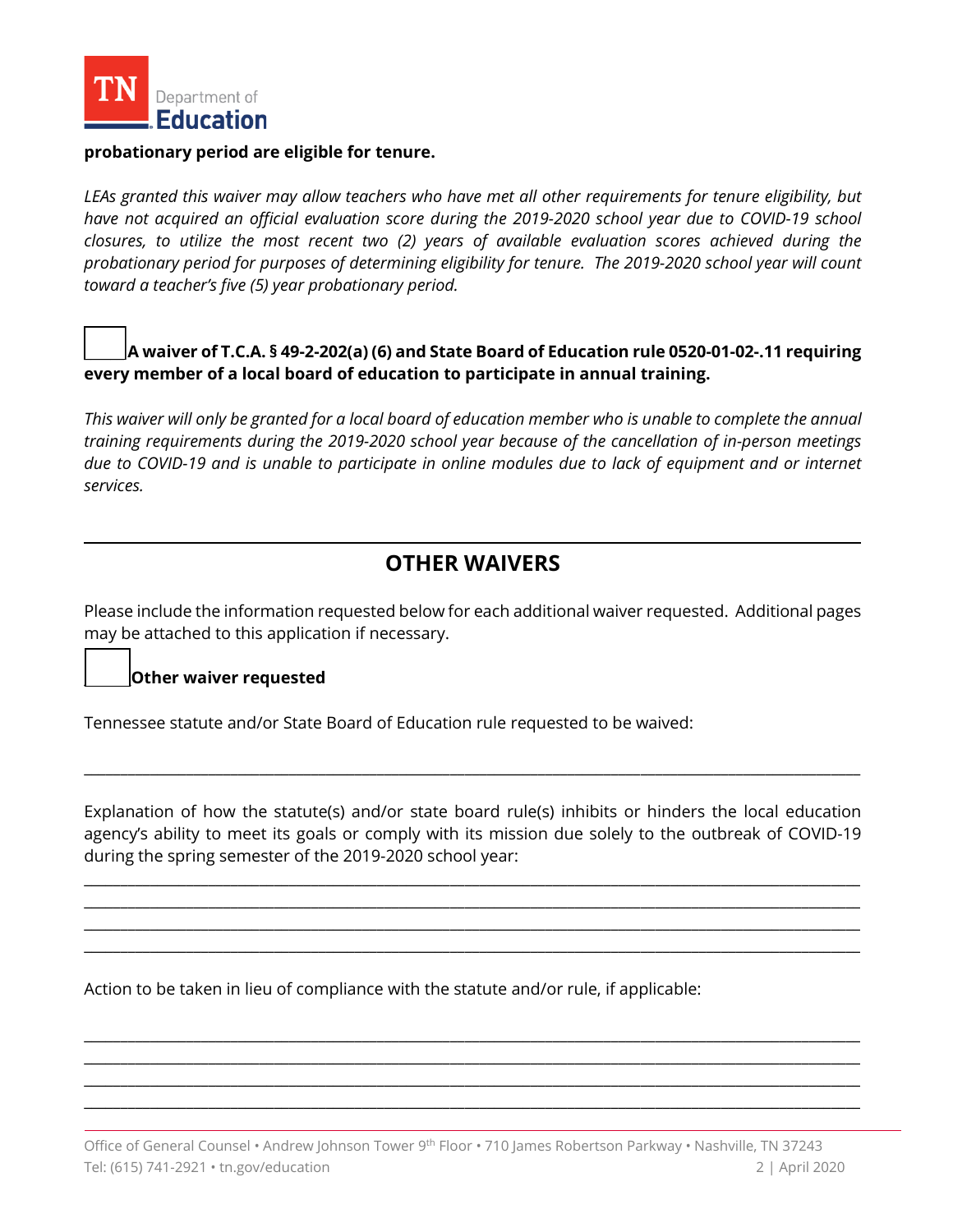**probationary period are eligible for tenure.**

*LEAs granted this waiver may allow teachers who have met all other requirements for tenure eligibility, but have not acquired an official evaluation score during the 2019-2020 school year due to COVID-19 school closures, to utilize the most recent two (2) years of available evaluation scores achieved during the probationary period for purposes of determining eligibility for tenure. The 2019-2020 school year will count toward a teacher's five (5) year probationary period.*

☐ **A waiver of T.C.A. § 49-2-202(a) (6) and State Board of Education rule 0520-01-02-.11 requiring every member of a local board of education to participate in annual training.**

*This waiver will only be granted for a local board of education member who is unable to complete the annual training requirements during the 2019-2020 school year because of the cancellation of in-person meetings due to COVID-19 and is unable to participate in online modules due to lack of equipment and or internet services.*

---

## OTHER WAIVERS

Please include the information requested below for each additional waiver requested. Additional pages may be attached to this application if necessary.

☐ **Other waiver requested**

Tennessee statute and/or State Board of Education rule requested to be waived:

______________________________________________________________________________

Explanation of how the statute(s) and/or state board rule(s) inhibits or hinders the local education agency's ability to meet its goals or comply with its mission due solely to the outbreak of COVID-19 during the spring semester of the 2019-2020 school year:

______________________________________________________________________________
______________________________________________________________________________
______________________________________________________________________________
______________________________________________________________________________

Action to be taken in lieu of compliance with the statute and/or rule, if applicable:

______________________________________________________________________________
______________________________________________________________________________
______________________________________________________________________________
______________________________________________________________________________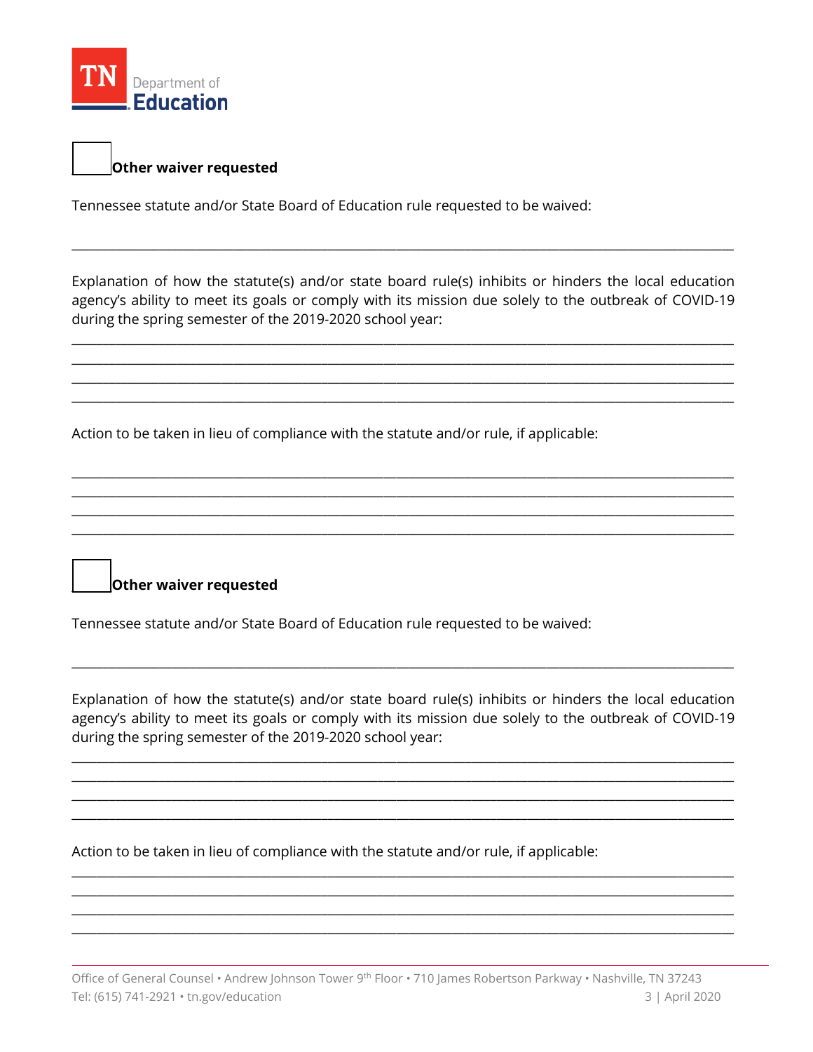☐ **Other waiver requested**

Tennessee statute and/or State Board of Education rule requested to be waived:

\_\_\_\_\_\_\_\_\_\_\_\_\_\_\_\_\_\_\_\_\_\_\_\_\_\_\_\_\_\_\_\_\_\_\_\_\_\_\_\_\_\_\_\_\_\_\_\_\_\_\_\_\_\_\_\_\_\_\_\_\_\_\_\_\_\_\_\_\_\_\_\_\_\_\_\_\_\_

Explanation of how the statute(s) and/or state board rule(s) inhibits or hinders the local education agency's ability to meet its goals or comply with its mission due solely to the outbreak of COVID-19 during the spring semester of the 2019-2020 school year:

\_\_\_\_\_\_\_\_\_\_\_\_\_\_\_\_\_\_\_\_\_\_\_\_\_\_\_\_\_\_\_\_\_\_\_\_\_\_\_\_\_\_\_\_\_\_\_\_\_\_\_\_\_\_\_\_\_\_\_\_\_\_\_\_\_\_\_\_\_\_\_\_\_\_\_\_\_\_

\_\_\_\_\_\_\_\_\_\_\_\_\_\_\_\_\_\_\_\_\_\_\_\_\_\_\_\_\_\_\_\_\_\_\_\_\_\_\_\_\_\_\_\_\_\_\_\_\_\_\_\_\_\_\_\_\_\_\_\_\_\_\_\_\_\_\_\_\_\_\_\_\_\_\_\_\_\_

\_\_\_\_\_\_\_\_\_\_\_\_\_\_\_\_\_\_\_\_\_\_\_\_\_\_\_\_\_\_\_\_\_\_\_\_\_\_\_\_\_\_\_\_\_\_\_\_\_\_\_\_\_\_\_\_\_\_\_\_\_\_\_\_\_\_\_\_\_\_\_\_\_\_\_\_\_\_

\_\_\_\_\_\_\_\_\_\_\_\_\_\_\_\_\_\_\_\_\_\_\_\_\_\_\_\_\_\_\_\_\_\_\_\_\_\_\_\_\_\_\_\_\_\_\_\_\_\_\_\_\_\_\_\_\_\_\_\_\_\_\_\_\_\_\_\_\_\_\_\_\_\_\_\_\_\_

Action to be taken in lieu of compliance with the statute and/or rule, if applicable:

\_\_\_\_\_\_\_\_\_\_\_\_\_\_\_\_\_\_\_\_\_\_\_\_\_\_\_\_\_\_\_\_\_\_\_\_\_\_\_\_\_\_\_\_\_\_\_\_\_\_\_\_\_\_\_\_\_\_\_\_\_\_\_\_\_\_\_\_\_\_\_\_\_\_\_\_\_\_

\_\_\_\_\_\_\_\_\_\_\_\_\_\_\_\_\_\_\_\_\_\_\_\_\_\_\_\_\_\_\_\_\_\_\_\_\_\_\_\_\_\_\_\_\_\_\_\_\_\_\_\_\_\_\_\_\_\_\_\_\_\_\_\_\_\_\_\_\_\_\_\_\_\_\_\_\_\_

\_\_\_\_\_\_\_\_\_\_\_\_\_\_\_\_\_\_\_\_\_\_\_\_\_\_\_\_\_\_\_\_\_\_\_\_\_\_\_\_\_\_\_\_\_\_\_\_\_\_\_\_\_\_\_\_\_\_\_\_\_\_\_\_\_\_\_\_\_\_\_\_\_\_\_\_\_\_

\_\_\_\_\_\_\_\_\_\_\_\_\_\_\_\_\_\_\_\_\_\_\_\_\_\_\_\_\_\_\_\_\_\_\_\_\_\_\_\_\_\_\_\_\_\_\_\_\_\_\_\_\_\_\_\_\_\_\_\_\_\_\_\_\_\_\_\_\_\_\_\_\_\_\_\_\_\_

☐ **Other waiver requested**

Tennessee statute and/or State Board of Education rule requested to be waived:

\_\_\_\_\_\_\_\_\_\_\_\_\_\_\_\_\_\_\_\_\_\_\_\_\_\_\_\_\_\_\_\_\_\_\_\_\_\_\_\_\_\_\_\_\_\_\_\_\_\_\_\_\_\_\_\_\_\_\_\_\_\_\_\_\_\_\_\_\_\_\_\_\_\_\_\_\_\_

Explanation of how the statute(s) and/or state board rule(s) inhibits or hinders the local education agency's ability to meet its goals or comply with its mission due solely to the outbreak of COVID-19 during the spring semester of the 2019-2020 school year:

\_\_\_\_\_\_\_\_\_\_\_\_\_\_\_\_\_\_\_\_\_\_\_\_\_\_\_\_\_\_\_\_\_\_\_\_\_\_\_\_\_\_\_\_\_\_\_\_\_\_\_\_\_\_\_\_\_\_\_\_\_\_\_\_\_\_\_\_\_\_\_\_\_\_\_\_\_\_

\_\_\_\_\_\_\_\_\_\_\_\_\_\_\_\_\_\_\_\_\_\_\_\_\_\_\_\_\_\_\_\_\_\_\_\_\_\_\_\_\_\_\_\_\_\_\_\_\_\_\_\_\_\_\_\_\_\_\_\_\_\_\_\_\_\_\_\_\_\_\_\_\_\_\_\_\_\_

\_\_\_\_\_\_\_\_\_\_\_\_\_\_\_\_\_\_\_\_\_\_\_\_\_\_\_\_\_\_\_\_\_\_\_\_\_\_\_\_\_\_\_\_\_\_\_\_\_\_\_\_\_\_\_\_\_\_\_\_\_\_\_\_\_\_\_\_\_\_\_\_\_\_\_\_\_\_

\_\_\_\_\_\_\_\_\_\_\_\_\_\_\_\_\_\_\_\_\_\_\_\_\_\_\_\_\_\_\_\_\_\_\_\_\_\_\_\_\_\_\_\_\_\_\_\_\_\_\_\_\_\_\_\_\_\_\_\_\_\_\_\_\_\_\_\_\_\_\_\_\_\_\_\_\_\_

Action to be taken in lieu of compliance with the statute and/or rule, if applicable:

\_\_\_\_\_\_\_\_\_\_\_\_\_\_\_\_\_\_\_\_\_\_\_\_\_\_\_\_\_\_\_\_\_\_\_\_\_\_\_\_\_\_\_\_\_\_\_\_\_\_\_\_\_\_\_\_\_\_\_\_\_\_\_\_\_\_\_\_\_\_\_\_\_\_\_\_\_\_

\_\_\_\_\_\_\_\_\_\_\_\_\_\_\_\_\_\_\_\_\_\_\_\_\_\_\_\_\_\_\_\_\_\_\_\_\_\_\_\_\_\_\_\_\_\_\_\_\_\_\_\_\_\_\_\_\_\_\_\_\_\_\_\_\_\_\_\_\_\_\_\_\_\_\_\_\_\_

\_\_\_\_\_\_\_\_\_\_\_\_\_\_\_\_\_\_\_\_\_\_\_\_\_\_\_\_\_\_\_\_\_\_\_\_\_\_\_\_\_\_\_\_\_\_\_\_\_\_\_\_\_\_\_\_\_\_\_\_\_\_\_\_\_\_\_\_\_\_\_\_\_\_\_\_\_\_

\_\_\_\_\_\_\_\_\_\_\_\_\_\_\_\_\_\_\_\_\_\_\_\_\_\_\_\_\_\_\_\_\_\_\_\_\_\_\_\_\_\_\_\_\_\_\_\_\_\_\_\_\_\_\_\_\_\_\_\_\_\_\_\_\_\_\_\_\_\_\_\_\_\_\_\_\_\_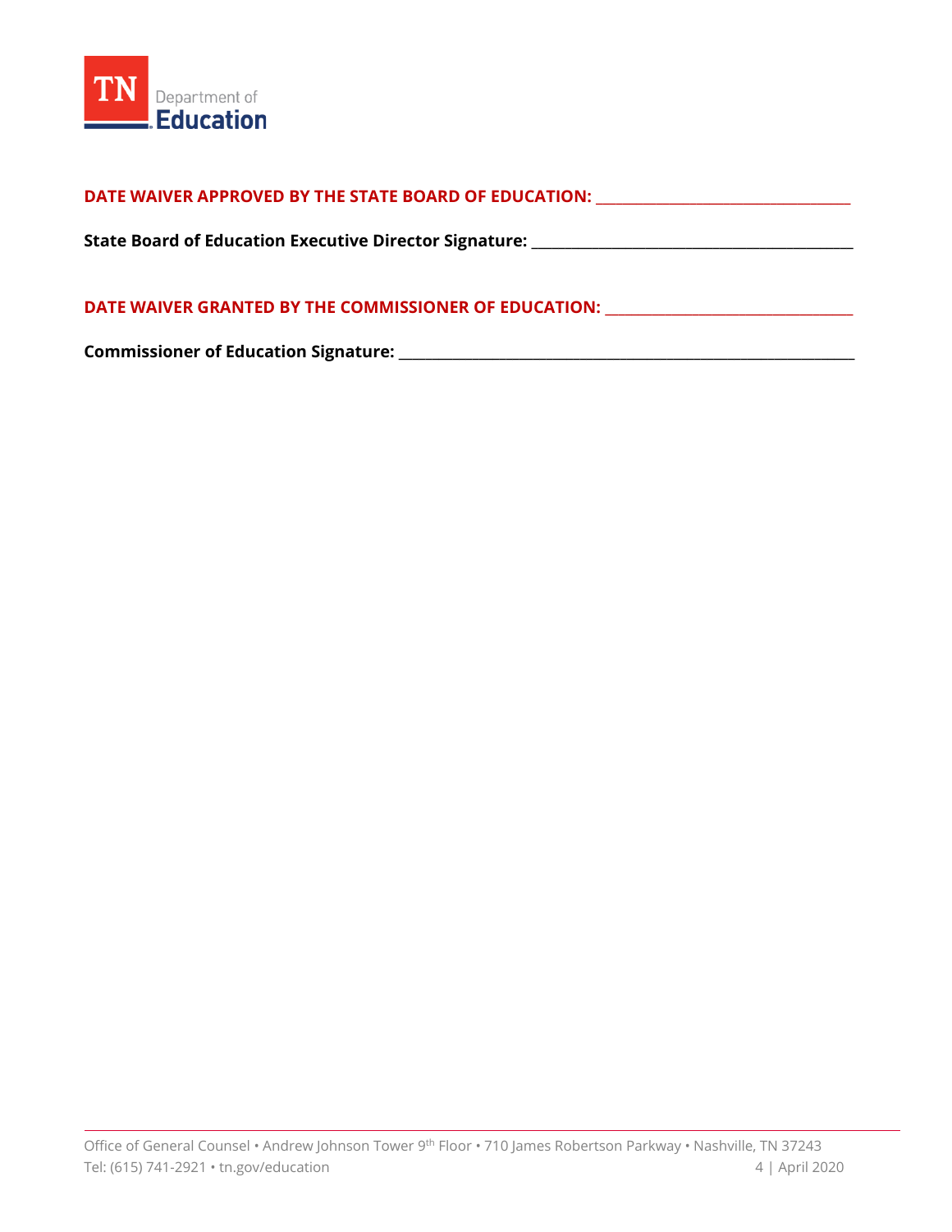**DATE WAIVER APPROVED BY THE STATE BOARD OF EDUCATION: _______________________________**

**State Board of Education Executive Director Signature: _______________________________________**

**DATE WAIVER GRANTED BY THE COMMISSIONER OF EDUCATION: ______________________________**

**Commissioner of Education Signature: _______________________________________________________**